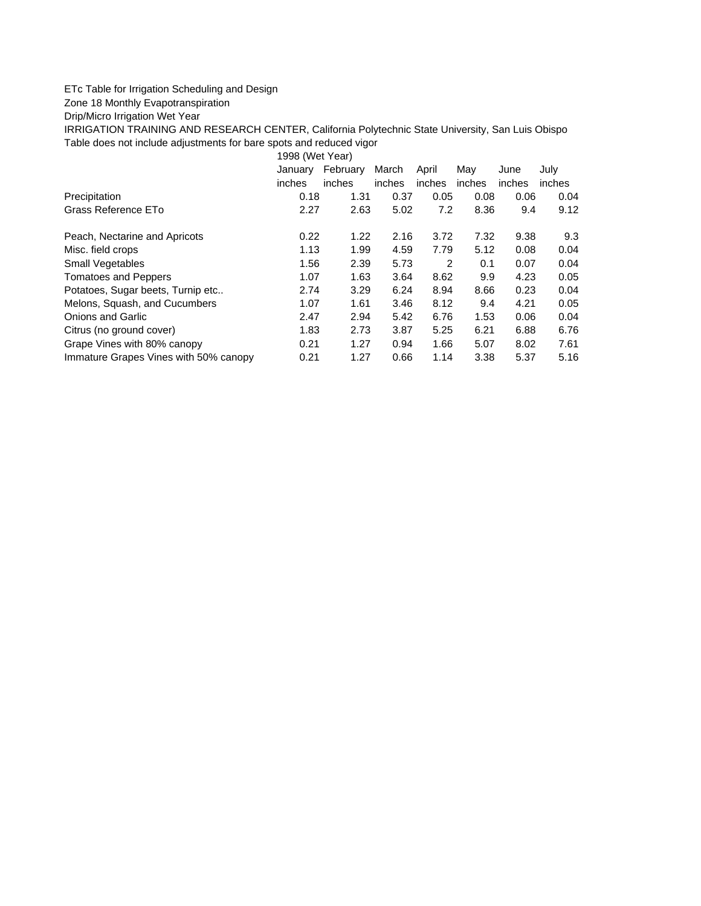ETc Table for Irrigation Scheduling and Design

Zone 18 Monthly Evapotranspiration

Drip/Micro Irrigation Wet Year

IRRIGATION TRAINING AND RESEARCH CENTER, California Polytechnic State University, San Luis Obispo

Table does not include adjustments for bare spots and reduced vigor

| | 1998 (Wet Year) | | | | | | |
|---|---|---|---|---|---|---|---|
| | January | February | March | April | May | June | July |
| | inches | inches | inches | inches | inches | inches | inches |
| Precipitation | 0.18 | 1.31 | 0.37 | 0.05 | 0.08 | 0.06 | 0.04 |
| Grass Reference ETo | 2.27 | 2.63 | 5.02 | 7.2 | 8.36 | 9.4 | 9.12 |
| Peach, Nectarine and Apricots | 0.22 | 1.22 | 2.16 | 3.72 | 7.32 | 9.38 | 9.3 |
| Misc. field crops | 1.13 | 1.99 | 4.59 | 7.79 | 5.12 | 0.08 | 0.04 |
| Small Vegetables | 1.56 | 2.39 | 5.73 | 2 | 0.1 | 0.07 | 0.04 |
| Tomatoes and Peppers | 1.07 | 1.63 | 3.64 | 8.62 | 9.9 | 4.23 | 0.05 |
| Potatoes, Sugar beets, Turnip etc.. | 2.74 | 3.29 | 6.24 | 8.94 | 8.66 | 0.23 | 0.04 |
| Melons, Squash, and Cucumbers | 1.07 | 1.61 | 3.46 | 8.12 | 9.4 | 4.21 | 0.05 |
| Onions and Garlic | 2.47 | 2.94 | 5.42 | 6.76 | 1.53 | 0.06 | 0.04 |
| Citrus (no ground cover) | 1.83 | 2.73 | 3.87 | 5.25 | 6.21 | 6.88 | 6.76 |
| Grape Vines with 80% canopy | 0.21 | 1.27 | 0.94 | 1.66 | 5.07 | 8.02 | 7.61 |
| Immature Grapes Vines with 50% canopy | 0.21 | 1.27 | 0.66 | 1.14 | 3.38 | 5.37 | 5.16 |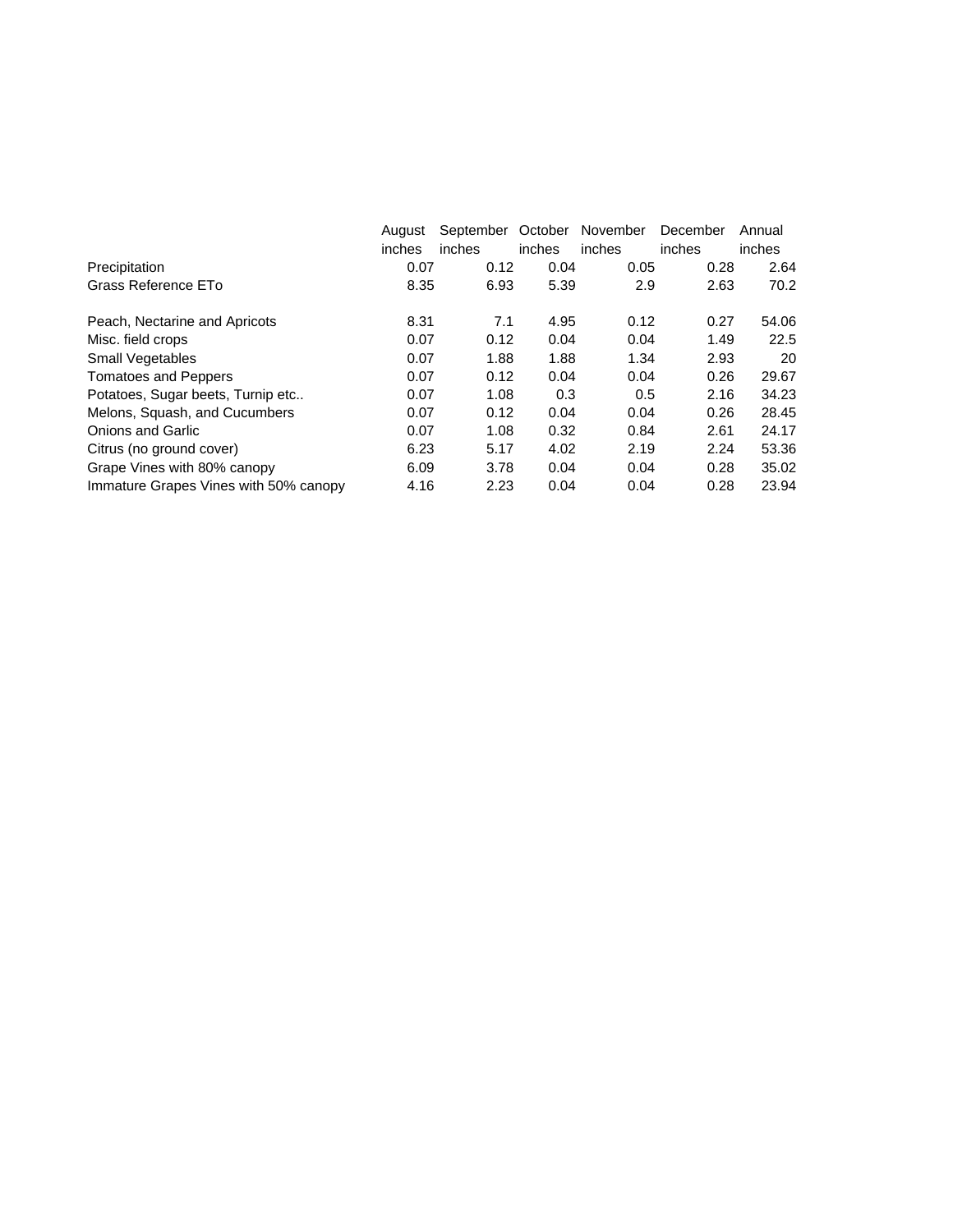| | August inches | September inches | October inches | November inches | December inches | Annual inches |
|---|---|---|---|---|---|---|
| Precipitation | 0.07 | 0.12 | 0.04 | 0.05 | 0.28 | 2.64 |
| Grass Reference ETo | 8.35 | 6.93 | 5.39 | 2.9 | 2.63 | 70.2 |
| | | | | | | |
| Peach, Nectarine and Apricots | 8.31 | 7.1 | 4.95 | 0.12 | 0.27 | 54.06 |
| Misc. field crops | 0.07 | 0.12 | 0.04 | 0.04 | 1.49 | 22.5 |
| Small Vegetables | 0.07 | 1.88 | 1.88 | 1.34 | 2.93 | 20 |
| Tomatoes and Peppers | 0.07 | 0.12 | 0.04 | 0.04 | 0.26 | 29.67 |
| Potatoes, Sugar beets, Turnip etc.. | 0.07 | 1.08 | 0.3 | 0.5 | 2.16 | 34.23 |
| Melons, Squash, and Cucumbers | 0.07 | 0.12 | 0.04 | 0.04 | 0.26 | 28.45 |
| Onions and Garlic | 0.07 | 1.08 | 0.32 | 0.84 | 2.61 | 24.17 |
| Citrus (no ground cover) | 6.23 | 5.17 | 4.02 | 2.19 | 2.24 | 53.36 |
| Grape Vines with 80% canopy | 6.09 | 3.78 | 0.04 | 0.04 | 0.28 | 35.02 |
| Immature Grapes Vines with 50% canopy | 4.16 | 2.23 | 0.04 | 0.04 | 0.28 | 23.94 |